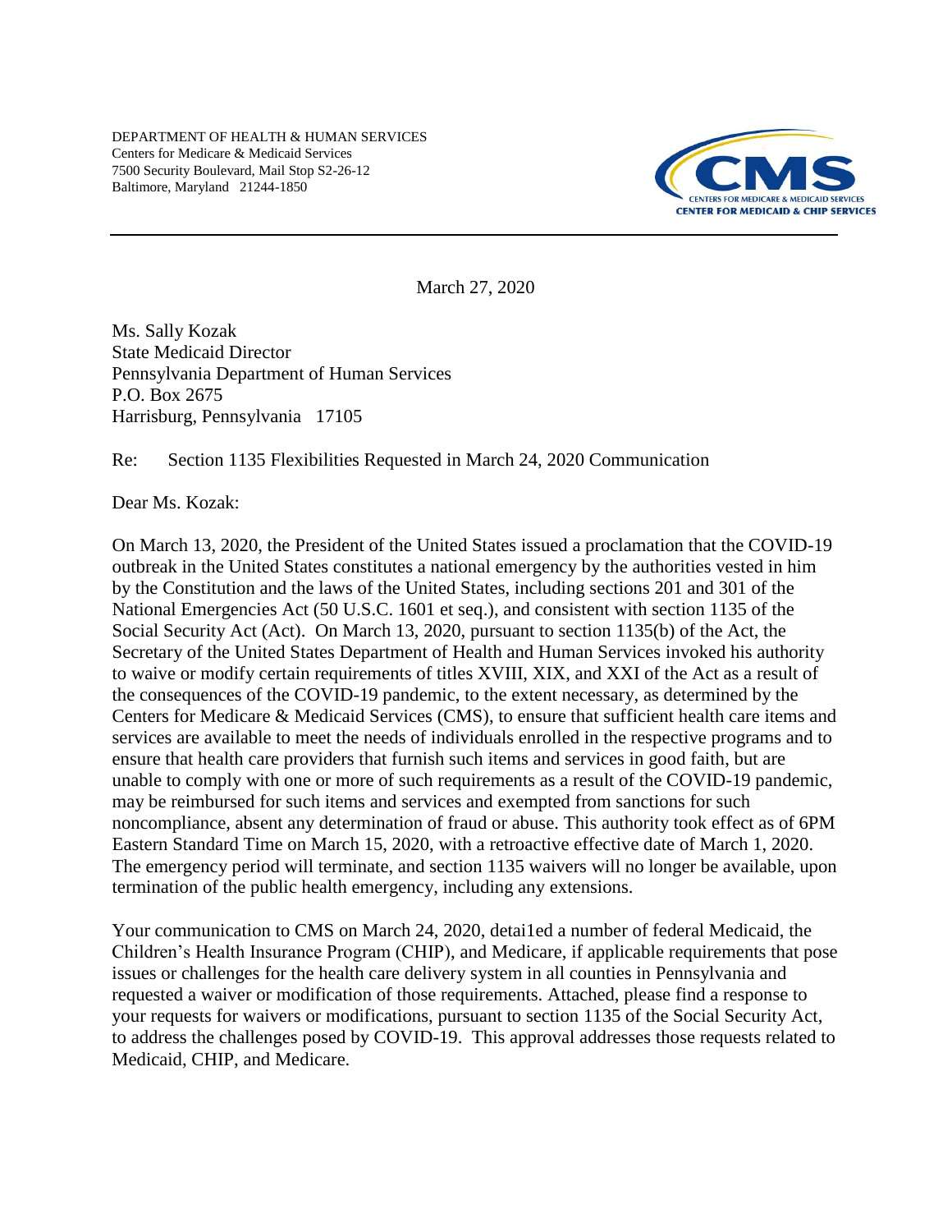DEPARTMENT OF HEALTH & HUMAN SERVICES
Centers for Medicare & Medicaid Services
7500 Security Boulevard, Mail Stop S2-26-12
Baltimore, Maryland 21244-1850

CMS
CENTERS FOR MEDICARE & MEDICAID SERVICES
CENTER FOR MEDICAID & CHIP SERVICES

---

March 27, 2020

Ms. Sally Kozak
State Medicaid Director
Pennsylvania Department of Human Services
P.O. Box 2675
Harrisburg, Pennsylvania 17105

Re: Section 1135 Flexibilities Requested in March 24, 2020 Communication

Dear Ms. Kozak:

On March 13, 2020, the President of the United States issued a proclamation that the COVID-19 outbreak in the United States constitutes a national emergency by the authorities vested in him by the Constitution and the laws of the United States, including sections 201 and 301 of the National Emergencies Act (50 U.S.C. 1601 et seq.), and consistent with section 1135 of the Social Security Act (Act). On March 13, 2020, pursuant to section 1135(b) of the Act, the Secretary of the United States Department of Health and Human Services invoked his authority to waive or modify certain requirements of titles XVIII, XIX, and XXI of the Act as a result of the consequences of the COVID-19 pandemic, to the extent necessary, as determined by the Centers for Medicare & Medicaid Services (CMS), to ensure that sufficient health care items and services are available to meet the needs of individuals enrolled in the respective programs and to ensure that health care providers that furnish such items and services in good faith, but are unable to comply with one or more of such requirements as a result of the COVID-19 pandemic, may be reimbursed for such items and services and exempted from sanctions for such noncompliance, absent any determination of fraud or abuse. This authority took effect as of 6PM Eastern Standard Time on March 15, 2020, with a retroactive effective date of March 1, 2020. The emergency period will terminate, and section 1135 waivers will no longer be available, upon termination of the public health emergency, including any extensions.

Your communication to CMS on March 24, 2020, detai1ed a number of federal Medicaid, the Children's Health Insurance Program (CHIP), and Medicare, if applicable requirements that pose issues or challenges for the health care delivery system in all counties in Pennsylvania and requested a waiver or modification of those requirements. Attached, please find a response to your requests for waivers or modifications, pursuant to section 1135 of the Social Security Act, to address the challenges posed by COVID-19. This approval addresses those requests related to Medicaid, CHIP, and Medicare.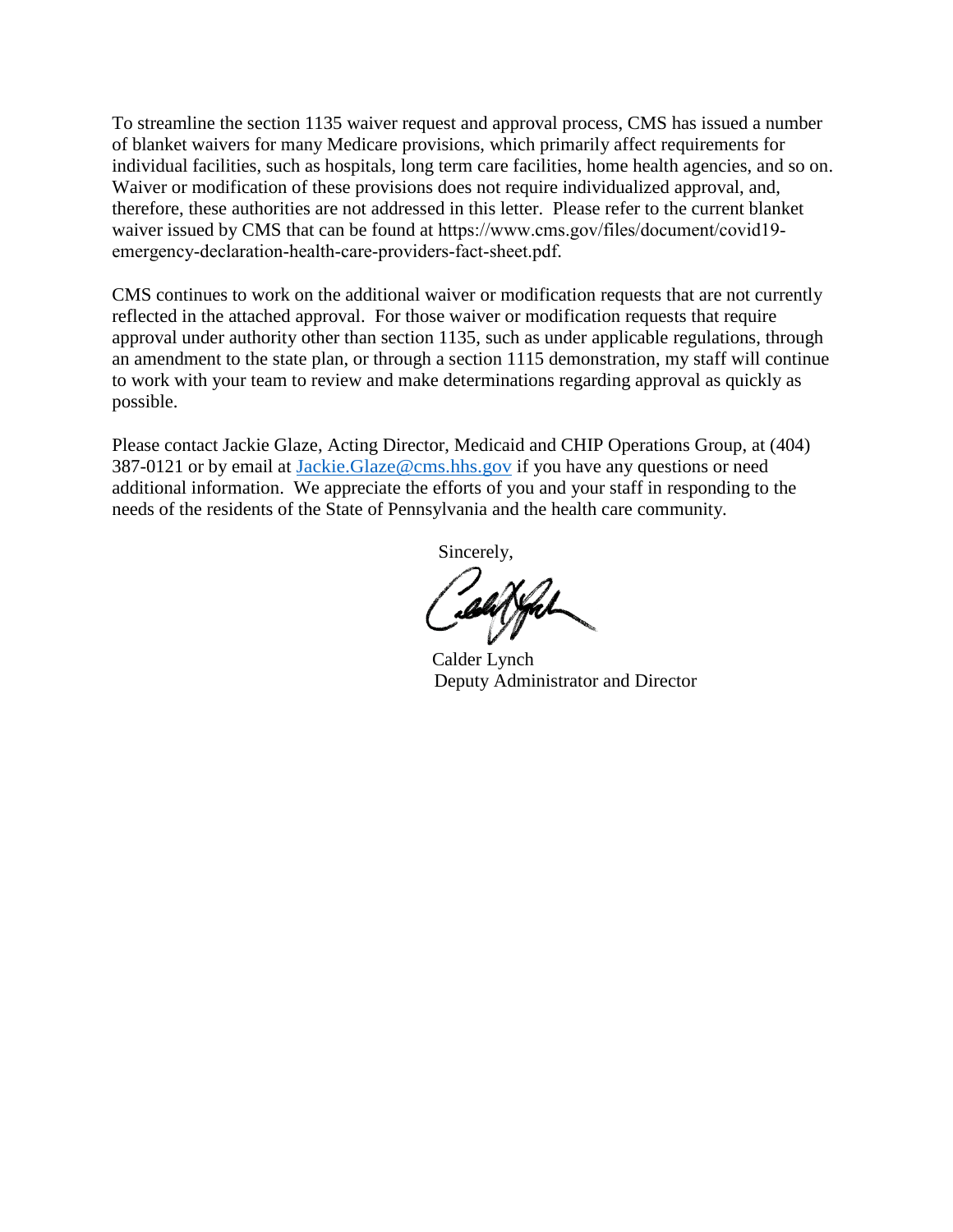To streamline the section 1135 waiver request and approval process, CMS has issued a number of blanket waivers for many Medicare provisions, which primarily affect requirements for individual facilities, such as hospitals, long term care facilities, home health agencies, and so on. Waiver or modification of these provisions does not require individualized approval, and, therefore, these authorities are not addressed in this letter. Please refer to the current blanket waiver issued by CMS that can be found at https://www.cms.gov/files/document/covid19-emergency-declaration-health-care-providers-fact-sheet.pdf.

CMS continues to work on the additional waiver or modification requests that are not currently reflected in the attached approval. For those waiver or modification requests that require approval under authority other than section 1135, such as under applicable regulations, through an amendment to the state plan, or through a section 1115 demonstration, my staff will continue to work with your team to review and make determinations regarding approval as quickly as possible.

Please contact Jackie Glaze, Acting Director, Medicaid and CHIP Operations Group, at (404) 387-0121 or by email at Jackie.Glaze@cms.hhs.gov if you have any questions or need additional information. We appreciate the efforts of you and your staff in responding to the needs of the residents of the State of Pennsylvania and the health care community.

Sincerely,

Calder Lynch
Deputy Administrator and Director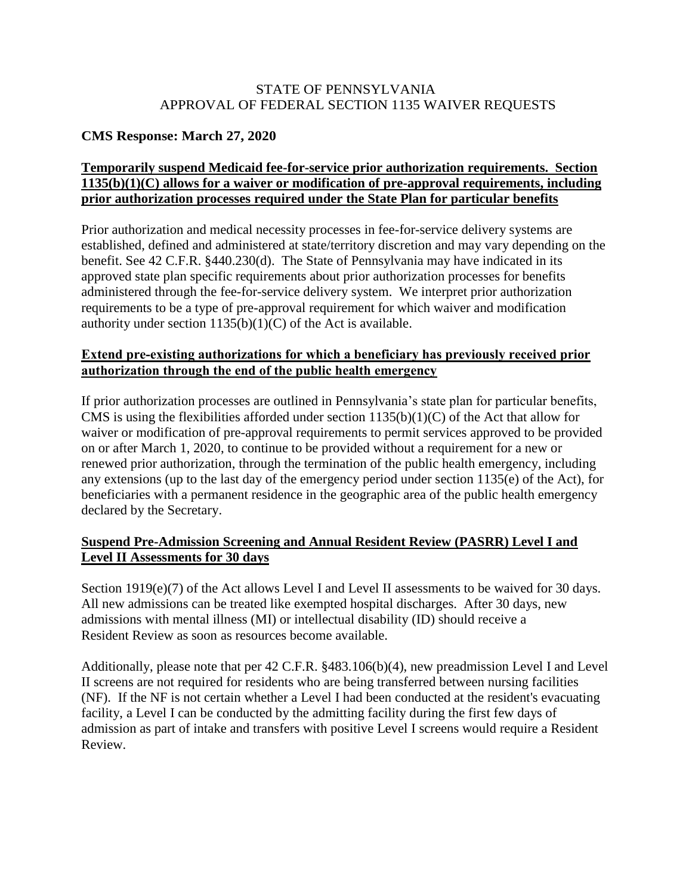STATE OF PENNSYLVANIA
APPROVAL OF FEDERAL SECTION 1135 WAIVER REQUESTS

**CMS Response: March 27, 2020**

**Temporarily suspend Medicaid fee-for-service prior authorization requirements. Section 1135(b)(1)(C) allows for a waiver or modification of pre-approval requirements, including prior authorization processes required under the State Plan for particular benefits**

Prior authorization and medical necessity processes in fee-for-service delivery systems are established, defined and administered at state/territory discretion and may vary depending on the benefit. See 42 C.F.R. §440.230(d). The State of Pennsylvania may have indicated in its approved state plan specific requirements about prior authorization processes for benefits administered through the fee-for-service delivery system. We interpret prior authorization requirements to be a type of pre-approval requirement for which waiver and modification authority under section 1135(b)(1)(C) of the Act is available.

**Extend pre-existing authorizations for which a beneficiary has previously received prior authorization through the end of the public health emergency**

If prior authorization processes are outlined in Pennsylvania's state plan for particular benefits, CMS is using the flexibilities afforded under section 1135(b)(1)(C) of the Act that allow for waiver or modification of pre-approval requirements to permit services approved to be provided on or after March 1, 2020, to continue to be provided without a requirement for a new or renewed prior authorization, through the termination of the public health emergency, including any extensions (up to the last day of the emergency period under section 1135(e) of the Act), for beneficiaries with a permanent residence in the geographic area of the public health emergency declared by the Secretary.

**Suspend Pre-Admission Screening and Annual Resident Review (PASRR) Level I and Level II Assessments for 30 days**

Section 1919(e)(7) of the Act allows Level I and Level II assessments to be waived for 30 days. All new admissions can be treated like exempted hospital discharges. After 30 days, new admissions with mental illness (MI) or intellectual disability (ID) should receive a Resident Review as soon as resources become available.

Additionally, please note that per 42 C.F.R. §483.106(b)(4), new preadmission Level I and Level II screens are not required for residents who are being transferred between nursing facilities (NF). If the NF is not certain whether a Level I had been conducted at the resident's evacuating facility, a Level I can be conducted by the admitting facility during the first few days of admission as part of intake and transfers with positive Level I screens would require a Resident Review.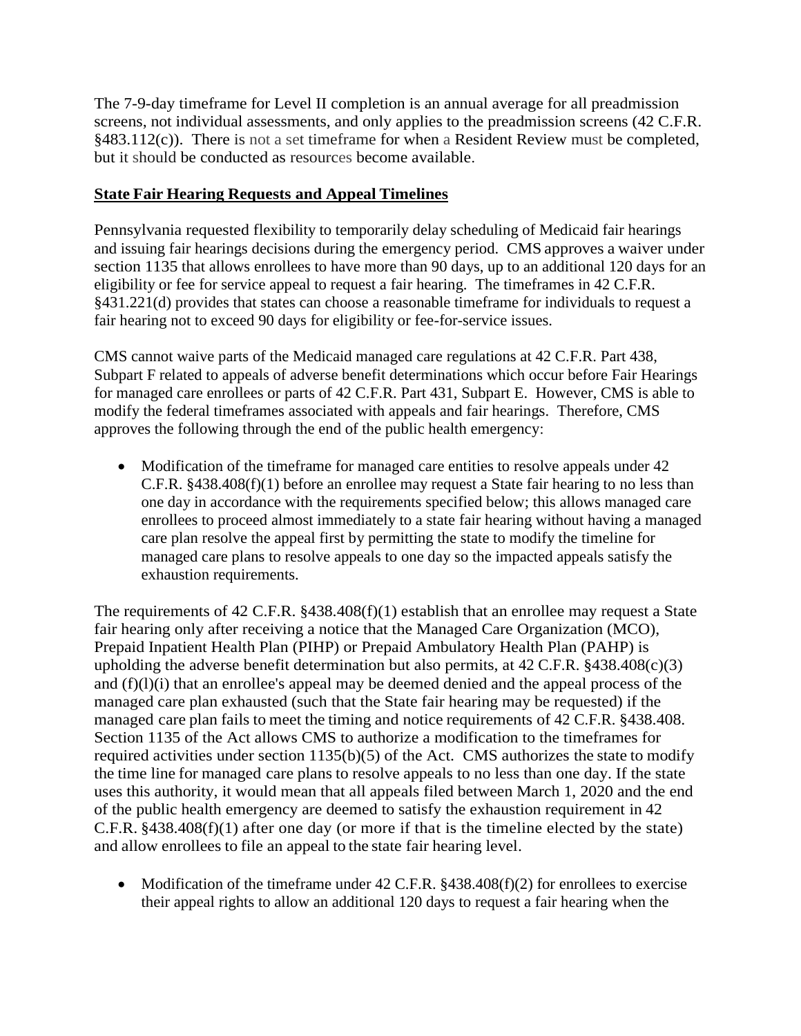The 7-9-day timeframe for Level II completion is an annual average for all preadmission screens, not individual assessments, and only applies to the preadmission screens (42 C.F.R. §483.112(c)). There is not a set timeframe for when a Resident Review must be completed, but it should be conducted as resources become available.

**State Fair Hearing Requests and Appeal Timelines**

Pennsylvania requested flexibility to temporarily delay scheduling of Medicaid fair hearings and issuing fair hearings decisions during the emergency period. CMS approves a waiver under section 1135 that allows enrollees to have more than 90 days, up to an additional 120 days for an eligibility or fee for service appeal to request a fair hearing. The timeframes in 42 C.F.R. §431.221(d) provides that states can choose a reasonable timeframe for individuals to request a fair hearing not to exceed 90 days for eligibility or fee-for-service issues.

CMS cannot waive parts of the Medicaid managed care regulations at 42 C.F.R. Part 438, Subpart F related to appeals of adverse benefit determinations which occur before Fair Hearings for managed care enrollees or parts of 42 C.F.R. Part 431, Subpart E. However, CMS is able to modify the federal timeframes associated with appeals and fair hearings. Therefore, CMS approves the following through the end of the public health emergency:

- Modification of the timeframe for managed care entities to resolve appeals under 42 C.F.R. §438.408(f)(1) before an enrollee may request a State fair hearing to no less than one day in accordance with the requirements specified below; this allows managed care enrollees to proceed almost immediately to a state fair hearing without having a managed care plan resolve the appeal first by permitting the state to modify the timeline for managed care plans to resolve appeals to one day so the impacted appeals satisfy the exhaustion requirements.

The requirements of 42 C.F.R. §438.408(f)(1) establish that an enrollee may request a State fair hearing only after receiving a notice that the Managed Care Organization (MCO), Prepaid Inpatient Health Plan (PIHP) or Prepaid Ambulatory Health Plan (PAHP) is upholding the adverse benefit determination but also permits, at 42 C.F.R. §438.408(c)(3) and (f)(l)(i) that an enrollee's appeal may be deemed denied and the appeal process of the managed care plan exhausted (such that the State fair hearing may be requested) if the managed care plan fails to meet the timing and notice requirements of 42 C.F.R. §438.408. Section 1135 of the Act allows CMS to authorize a modification to the timeframes for required activities under section 1135(b)(5) of the Act. CMS authorizes the state to modify the time line for managed care plans to resolve appeals to no less than one day. If the state uses this authority, it would mean that all appeals filed between March 1, 2020 and the end of the public health emergency are deemed to satisfy the exhaustion requirement in 42 C.F.R. §438.408(f)(1) after one day (or more if that is the timeline elected by the state) and allow enrollees to file an appeal to the state fair hearing level.

- Modification of the timeframe under 42 C.F.R. §438.408(f)(2) for enrollees to exercise their appeal rights to allow an additional 120 days to request a fair hearing when the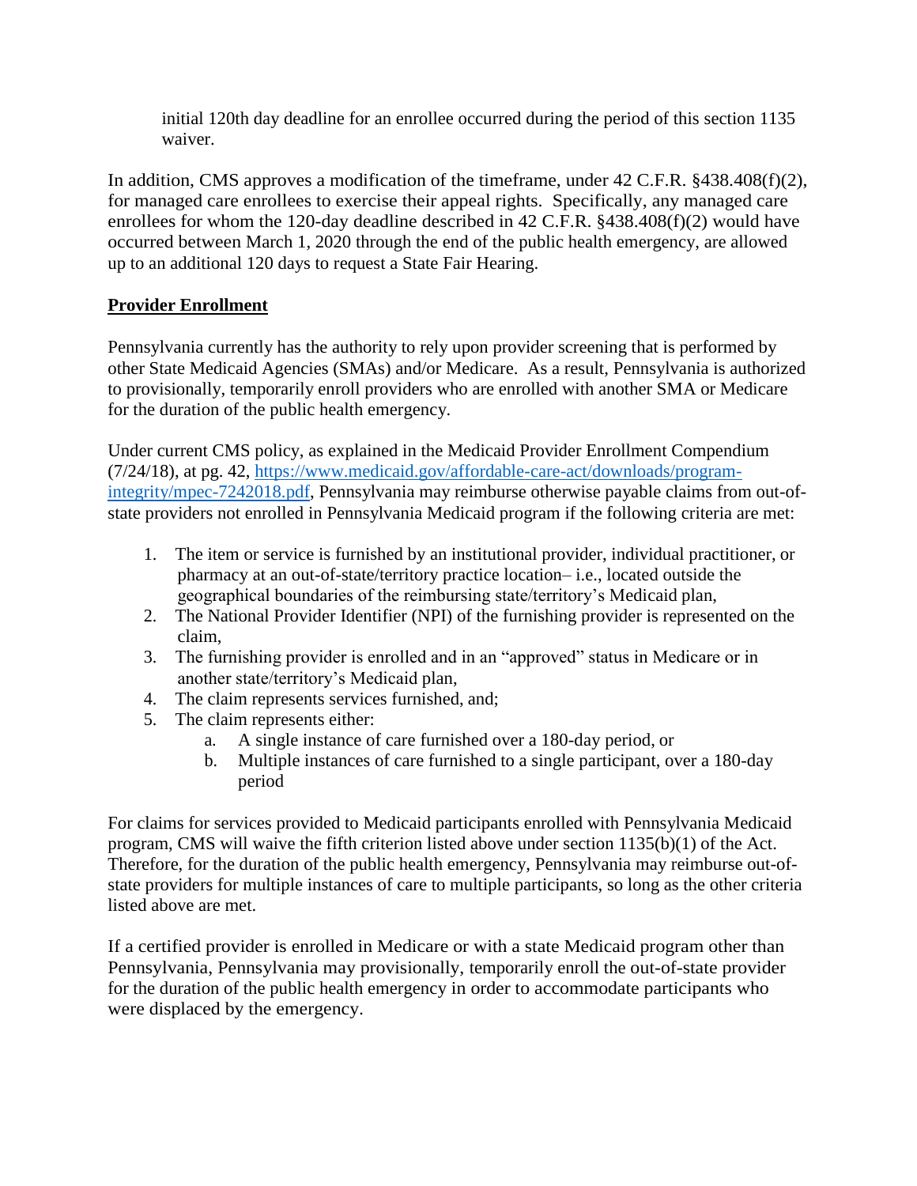initial 120th day deadline for an enrollee occurred during the period of this section 1135 waiver.

In addition, CMS approves a modification of the timeframe, under 42 C.F.R. §438.408(f)(2), for managed care enrollees to exercise their appeal rights. Specifically, any managed care enrollees for whom the 120-day deadline described in 42 C.F.R. §438.408(f)(2) would have occurred between March 1, 2020 through the end of the public health emergency, are allowed up to an additional 120 days to request a State Fair Hearing.

## **Provider Enrollment**

Pennsylvania currently has the authority to rely upon provider screening that is performed by other State Medicaid Agencies (SMAs) and/or Medicare. As a result, Pennsylvania is authorized to provisionally, temporarily enroll providers who are enrolled with another SMA or Medicare for the duration of the public health emergency.

Under current CMS policy, as explained in the Medicaid Provider Enrollment Compendium (7/24/18), at pg. 42, [https://www.medicaid.gov/affordable-care-act/downloads/program-integrity/mpec-7242018.pdf](https://www.medicaid.gov/affordable-care-act/downloads/program-integrity/mpec-7242018.pdf), Pennsylvania may reimburse otherwise payable claims from out-of-state providers not enrolled in Pennsylvania Medicaid program if the following criteria are met:

1. The item or service is furnished by an institutional provider, individual practitioner, or pharmacy at an out-of-state/territory practice location– i.e., located outside the geographical boundaries of the reimbursing state/territory's Medicaid plan,
2. The National Provider Identifier (NPI) of the furnishing provider is represented on the claim,
3. The furnishing provider is enrolled and in an "approved" status in Medicare or in another state/territory's Medicaid plan,
4. The claim represents services furnished, and;
5. The claim represents either:
    a. A single instance of care furnished over a 180-day period, or
    b. Multiple instances of care furnished to a single participant, over a 180-day period

For claims for services provided to Medicaid participants enrolled with Pennsylvania Medicaid program, CMS will waive the fifth criterion listed above under section 1135(b)(1) of the Act. Therefore, for the duration of the public health emergency, Pennsylvania may reimburse out-of-state providers for multiple instances of care to multiple participants, so long as the other criteria listed above are met.

If a certified provider is enrolled in Medicare or with a state Medicaid program other than Pennsylvania, Pennsylvania may provisionally, temporarily enroll the out-of-state provider for the duration of the public health emergency in order to accommodate participants who were displaced by the emergency.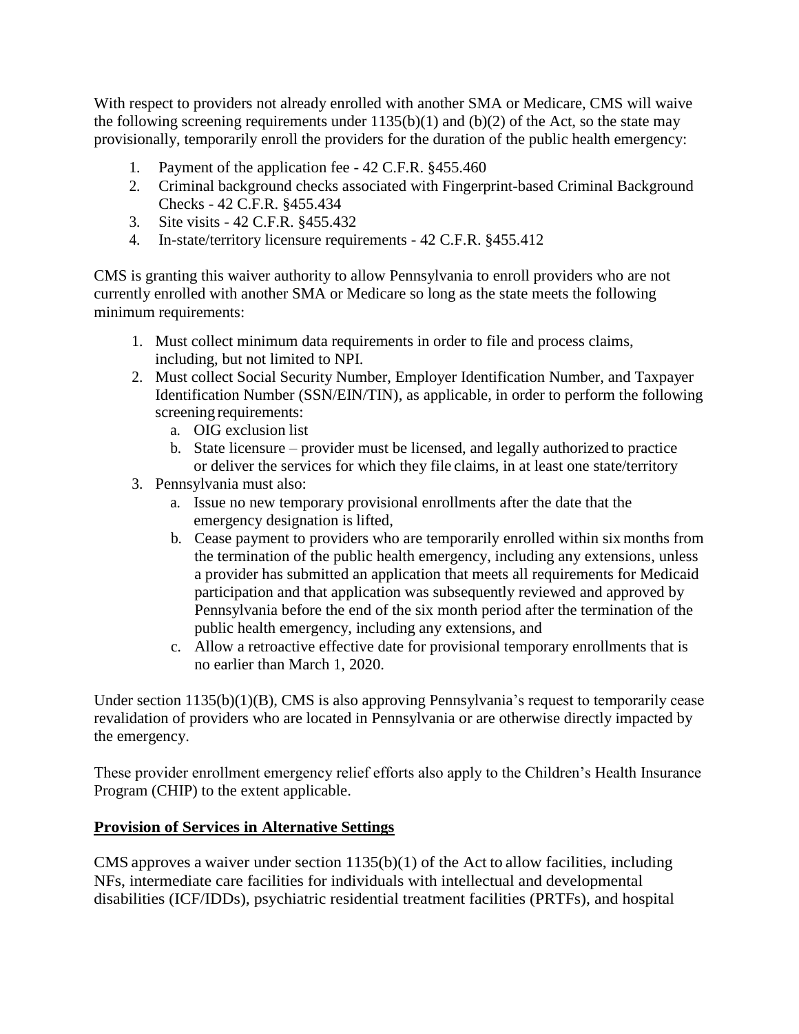With respect to providers not already enrolled with another SMA or Medicare, CMS will waive the following screening requirements under 1135(b)(1) and (b)(2) of the Act, so the state may provisionally, temporarily enroll the providers for the duration of the public health emergency:

1. Payment of the application fee - 42 C.F.R. §455.460
2. Criminal background checks associated with Fingerprint-based Criminal Background Checks - 42 C.F.R. §455.434
3. Site visits - 42 C.F.R. §455.432
4. In-state/territory licensure requirements - 42 C.F.R. §455.412

CMS is granting this waiver authority to allow Pennsylvania to enroll providers who are not currently enrolled with another SMA or Medicare so long as the state meets the following minimum requirements:

1. Must collect minimum data requirements in order to file and process claims, including, but not limited to NPI.
2. Must collect Social Security Number, Employer Identification Number, and Taxpayer Identification Number (SSN/EIN/TIN), as applicable, in order to perform the following screening requirements:
   a. OIG exclusion list
   b. State licensure – provider must be licensed, and legally authorized to practice or deliver the services for which they file claims, in at least one state/territory
3. Pennsylvania must also:
   a. Issue no new temporary provisional enrollments after the date that the emergency designation is lifted,
   b. Cease payment to providers who are temporarily enrolled within six months from the termination of the public health emergency, including any extensions, unless a provider has submitted an application that meets all requirements for Medicaid participation and that application was subsequently reviewed and approved by Pennsylvania before the end of the six month period after the termination of the public health emergency, including any extensions, and
   c. Allow a retroactive effective date for provisional temporary enrollments that is no earlier than March 1, 2020.

Under section 1135(b)(1)(B), CMS is also approving Pennsylvania's request to temporarily cease revalidation of providers who are located in Pennsylvania or are otherwise directly impacted by the emergency.

These provider enrollment emergency relief efforts also apply to the Children's Health Insurance Program (CHIP) to the extent applicable.

**Provision of Services in Alternative Settings**

CMS approves a waiver under section 1135(b)(1) of the Act to allow facilities, including NFs, intermediate care facilities for individuals with intellectual and developmental disabilities (ICF/IDDs), psychiatric residential treatment facilities (PRTFs), and hospital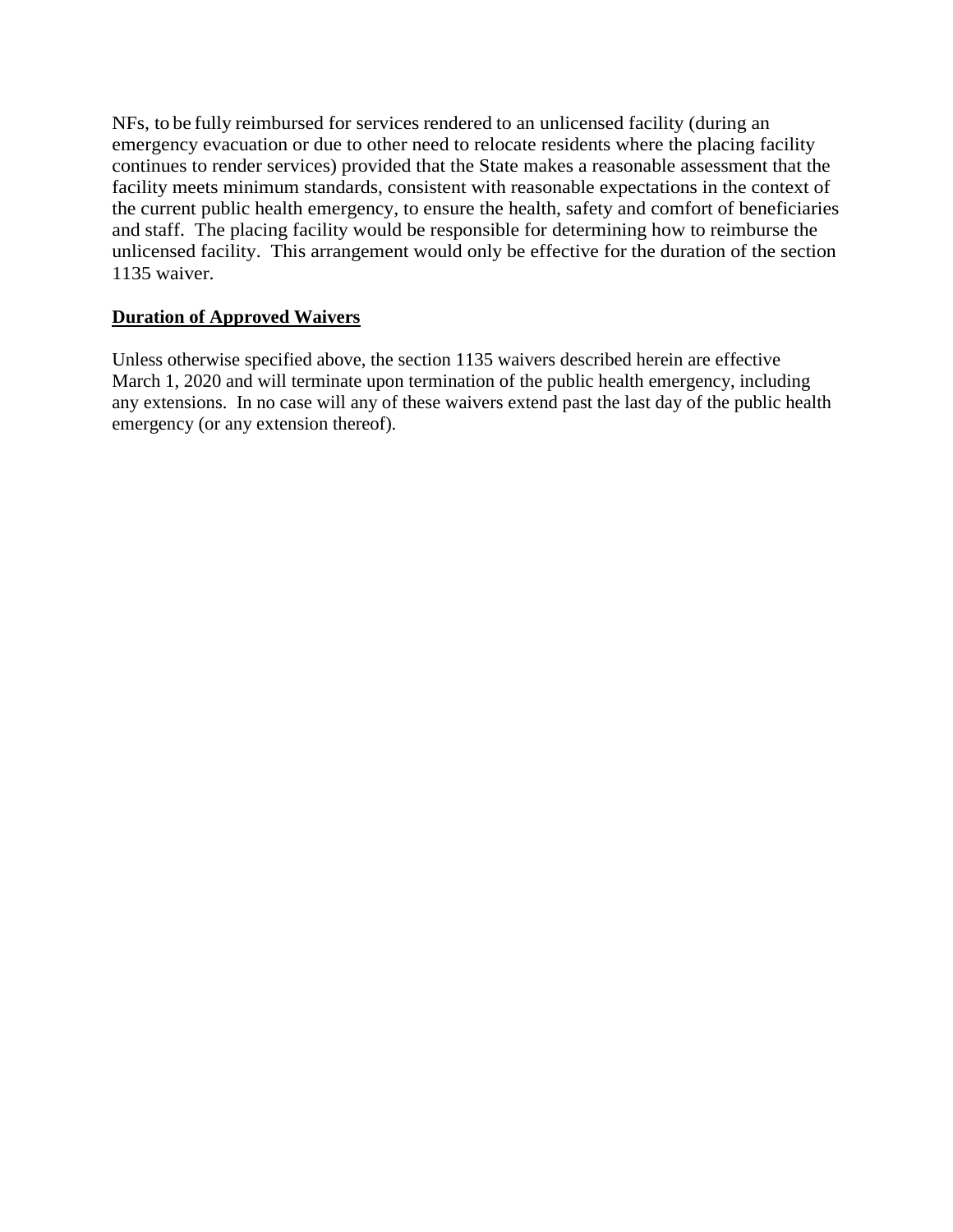NFs, to be fully reimbursed for services rendered to an unlicensed facility (during an emergency evacuation or due to other need to relocate residents where the placing facility continues to render services) provided that the State makes a reasonable assessment that the facility meets minimum standards, consistent with reasonable expectations in the context of the current public health emergency, to ensure the health, safety and comfort of beneficiaries and staff. The placing facility would be responsible for determining how to reimburse the unlicensed facility. This arrangement would only be effective for the duration of the section 1135 waiver.

**Duration of Approved Waivers**

Unless otherwise specified above, the section 1135 waivers described herein are effective March 1, 2020 and will terminate upon termination of the public health emergency, including any extensions. In no case will any of these waivers extend past the last day of the public health emergency (or any extension thereof).